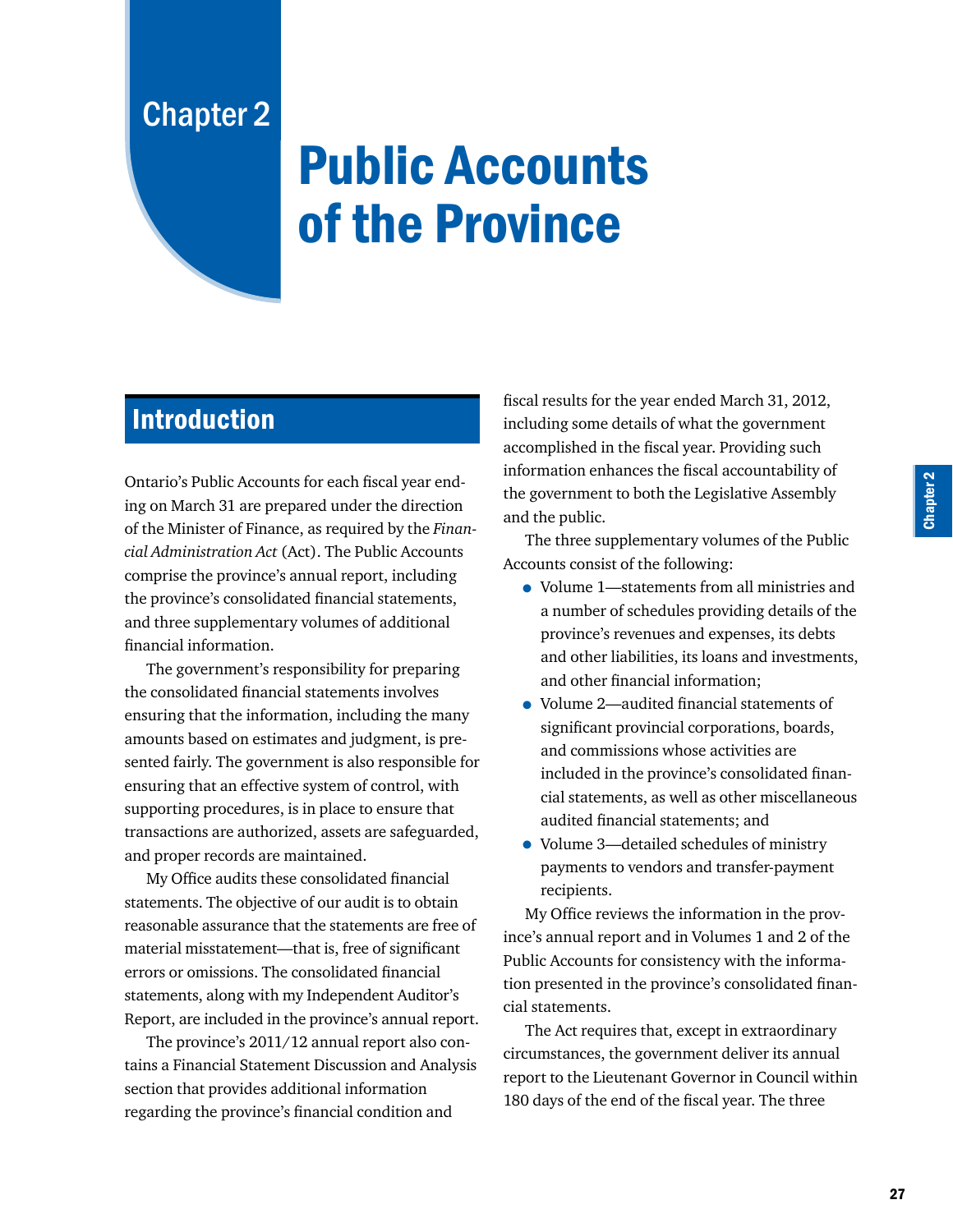# Chapter 2

# Public Accounts of the Province

## Introduction

Ontario's Public Accounts for each fiscal year ending on March 31 are prepared under the direction of the Minister of Finance, as required by the *Financial Administration Act* (Act). The Public Accounts comprise the province's annual report, including the province's consolidated financial statements, and three supplementary volumes of additional financial information.

The government's responsibility for preparing the consolidated financial statements involves ensuring that the information, including the many amounts based on estimates and judgment, is presented fairly. The government is also responsible for ensuring that an effective system of control, with supporting procedures, is in place to ensure that transactions are authorized, assets are safeguarded, and proper records are maintained.

My Office audits these consolidated financial statements. The objective of our audit is to obtain reasonable assurance that the statements are free of material misstatement—that is, free of significant errors or omissions. The consolidated financial statements, along with my Independent Auditor's Report, are included in the province's annual report.

The province's 2011/12 annual report also contains a Financial Statement Discussion and Analysis section that provides additional information regarding the province's financial condition and fiscal results for the year ended March 31, 2012, including some details of what the government accomplished in the fiscal year. Providing such information enhances the fiscal accountability of the government to both the Legislative Assembly and the public.

The three supplementary volumes of the Public Accounts consist of the following:

- Volume 1—statements from all ministries and a number of schedules providing details of the province's revenues and expenses, its debts and other liabilities, its loans and investments, and other financial information;
- Volume 2—audited financial statements of significant provincial corporations, boards, and commissions whose activities are included in the province's consolidated financial statements, as well as other miscellaneous audited financial statements; and
- Volume 3—detailed schedules of ministry payments to vendors and transfer-payment recipients.

My Office reviews the information in the province's annual report and in Volumes 1 and 2 of the Public Accounts for consistency with the information presented in the province's consolidated financial statements.

The Act requires that, except in extraordinary circumstances, the government deliver its annual report to the Lieutenant Governor in Council within 180 days of the end of the fiscal year. The three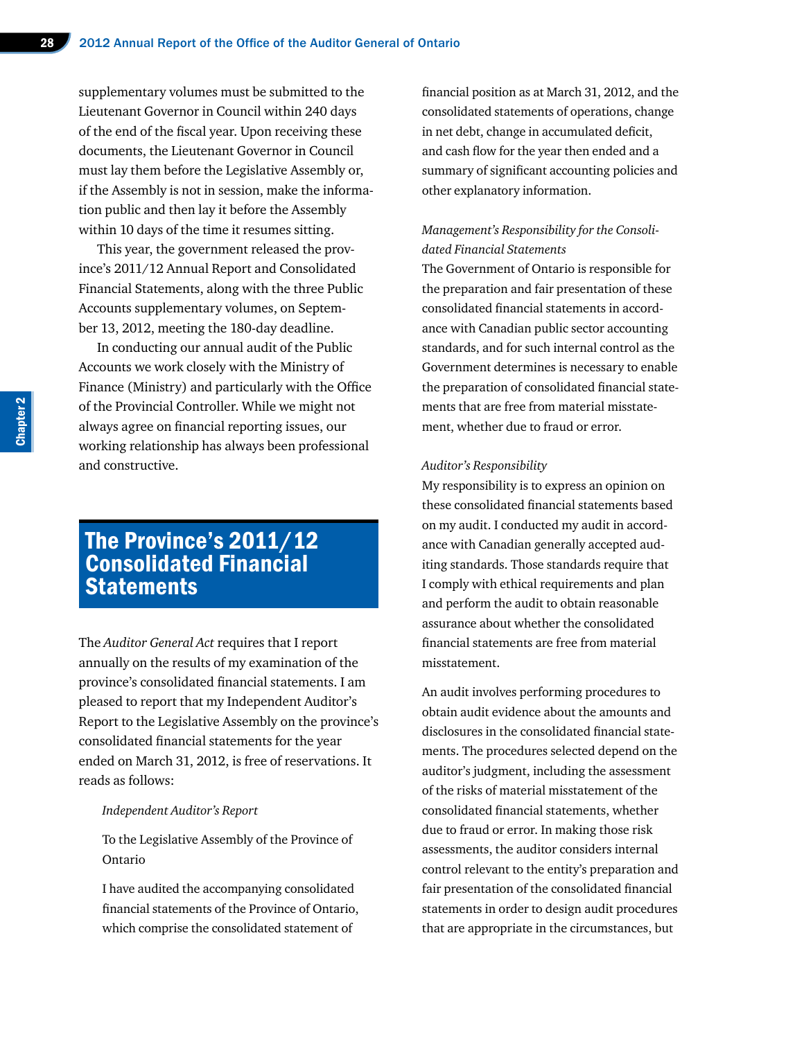supplementary volumes must be submitted to the Lieutenant Governor in Council within 240 days of the end of the fiscal year. Upon receiving these documents, the Lieutenant Governor in Council must lay them before the Legislative Assembly or, if the Assembly is not in session, make the information public and then lay it before the Assembly within 10 days of the time it resumes sitting.

This year, the government released the province's 2011/12 Annual Report and Consolidated Financial Statements, along with the three Public Accounts supplementary volumes, on September 13, 2012, meeting the 180-day deadline.

In conducting our annual audit of the Public Accounts we work closely with the Ministry of Finance (Ministry) and particularly with the Office of the Provincial Controller. While we might not always agree on financial reporting issues, our working relationship has always been professional and constructive.

## The Province's 2011/12 Consolidated Financial Statements

The *Auditor General Act* requires that I report annually on the results of my examination of the province's consolidated financial statements. I am pleased to report that my Independent Auditor's Report to the Legislative Assembly on the province's consolidated financial statements for the year ended on March 31, 2012, is free of reservations. It reads as follows:

> *Independent Auditor's Report*
>
> To the Legislative Assembly of the Province of Ontario
>
> I have audited the accompanying consolidated financial statements of the Province of Ontario, which comprise the consolidated statement of financial position as at March 31, 2012, and the consolidated statements of operations, change in net debt, change in accumulated deficit, and cash flow for the year then ended and a summary of significant accounting policies and other explanatory information.
>
> *Management's Responsibility for the Consolidated Financial Statements*
>
> The Government of Ontario is responsible for the preparation and fair presentation of these consolidated financial statements in accordance with Canadian public sector accounting standards, and for such internal control as the Government determines is necessary to enable the preparation of consolidated financial statements that are free from material misstatement, whether due to fraud or error.
>
> *Auditor's Responsibility*
>
> My responsibility is to express an opinion on these consolidated financial statements based on my audit. I conducted my audit in accordance with Canadian generally accepted auditing standards. Those standards require that I comply with ethical requirements and plan and perform the audit to obtain reasonable assurance about whether the consolidated financial statements are free from material misstatement.
>
> An audit involves performing procedures to obtain audit evidence about the amounts and disclosures in the consolidated financial statements. The procedures selected depend on the auditor's judgment, including the assessment of the risks of material misstatement of the consolidated financial statements, whether due to fraud or error. In making those risk assessments, the auditor considers internal control relevant to the entity's preparation and fair presentation of the consolidated financial statements in order to design audit procedures that are appropriate in the circumstances, but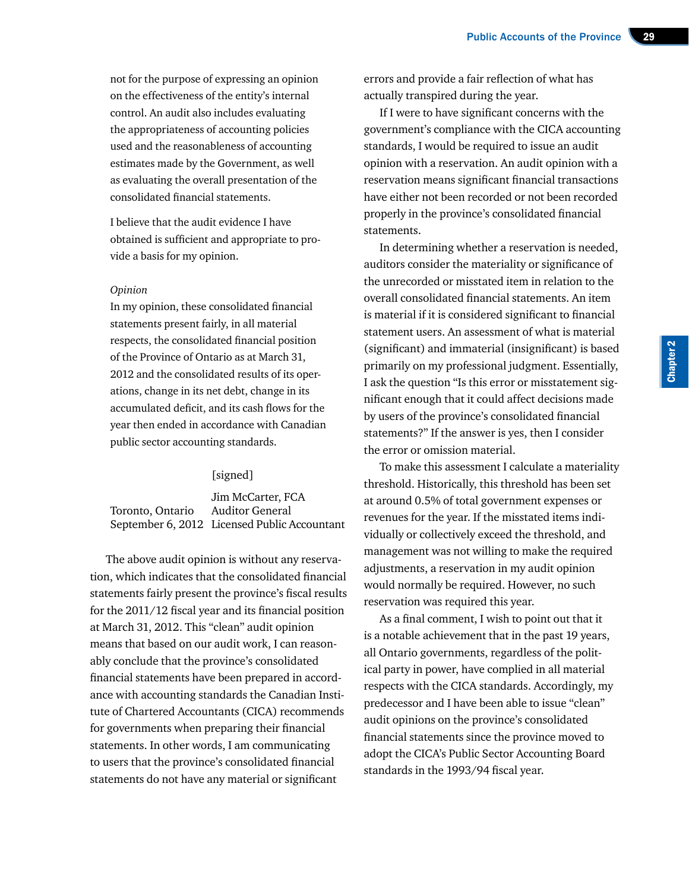not for the purpose of expressing an opinion on the effectiveness of the entity's internal control. An audit also includes evaluating the appropriateness of accounting policies used and the reasonableness of accounting estimates made by the Government, as well as evaluating the overall presentation of the consolidated financial statements.

I believe that the audit evidence I have obtained is sufficient and appropriate to provide a basis for my opinion.

*Opinion*

In my opinion, these consolidated financial statements present fairly, in all material respects, the consolidated financial position of the Province of Ontario as at March 31, 2012 and the consolidated results of its operations, change in its net debt, change in its accumulated deficit, and its cash flows for the year then ended in accordance with Canadian public sector accounting standards.

[signed]

Toronto, Ontario
September 6, 2012

Jim McCarter, FCA
Auditor General
Licensed Public Accountant

The above audit opinion is without any reservation, which indicates that the consolidated financial statements fairly present the province's fiscal results for the 2011/12 fiscal year and its financial position at March 31, 2012. This "clean" audit opinion means that based on our audit work, I can reasonably conclude that the province's consolidated financial statements have been prepared in accordance with accounting standards the Canadian Institute of Chartered Accountants (CICA) recommends for governments when preparing their financial statements. In other words, I am communicating to users that the province's consolidated financial statements do not have any material or significant errors and provide a fair reflection of what has actually transpired during the year.

If I were to have significant concerns with the government's compliance with the CICA accounting standards, I would be required to issue an audit opinion with a reservation. An audit opinion with a reservation means significant financial transactions have either not been recorded or not been recorded properly in the province's consolidated financial statements.

In determining whether a reservation is needed, auditors consider the materiality or significance of the unrecorded or misstated item in relation to the overall consolidated financial statements. An item is material if it is considered significant to financial statement users. An assessment of what is material (significant) and immaterial (insignificant) is based primarily on my professional judgment. Essentially, I ask the question "Is this error or misstatement significant enough that it could affect decisions made by users of the province's consolidated financial statements?" If the answer is yes, then I consider the error or omission material.

To make this assessment I calculate a materiality threshold. Historically, this threshold has been set at around 0.5% of total government expenses or revenues for the year. If the misstated items individually or collectively exceed the threshold, and management was not willing to make the required adjustments, a reservation in my audit opinion would normally be required. However, no such reservation was required this year.

As a final comment, I wish to point out that it is a notable achievement that in the past 19 years, all Ontario governments, regardless of the political party in power, have complied in all material respects with the CICA standards. Accordingly, my predecessor and I have been able to issue "clean" audit opinions on the province's consolidated financial statements since the province moved to adopt the CICA's Public Sector Accounting Board standards in the 1993/94 fiscal year.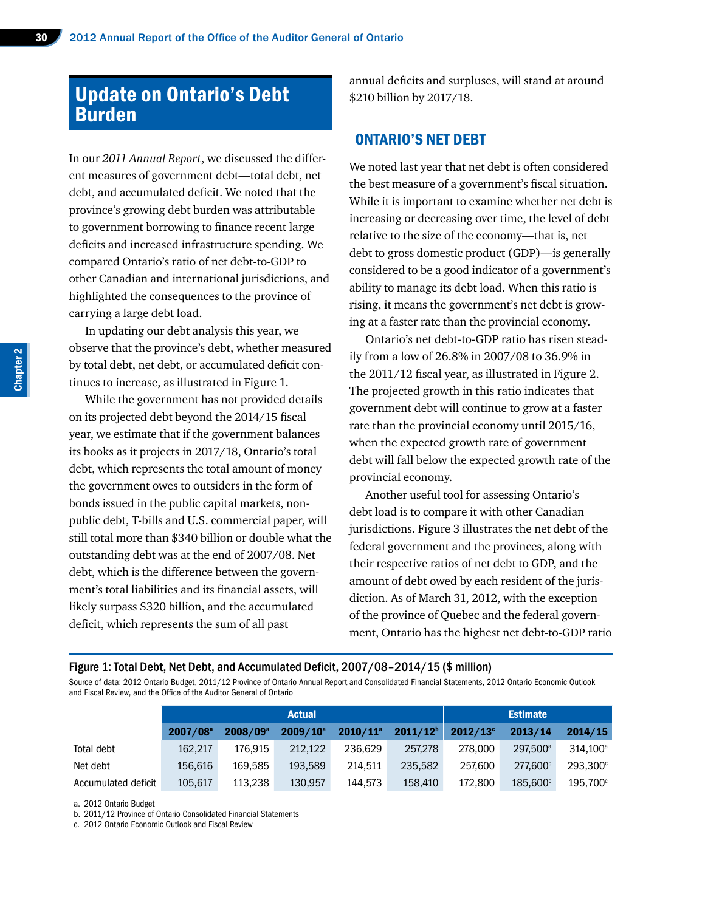## Update on Ontario's Debt Burden

In our *2011 Annual Report*, we discussed the different measures of government debt—total debt, net debt, and accumulated deficit. We noted that the province's growing debt burden was attributable to government borrowing to finance recent large deficits and increased infrastructure spending. We compared Ontario's ratio of net debt-to-GDP to other Canadian and international jurisdictions, and highlighted the consequences to the province of carrying a large debt load.

In updating our debt analysis this year, we observe that the province's debt, whether measured by total debt, net debt, or accumulated deficit continues to increase, as illustrated in Figure 1.

While the government has not provided details on its projected debt beyond the 2014/15 fiscal year, we estimate that if the government balances its books as it projects in 2017/18, Ontario's total debt, which represents the total amount of money the government owes to outsiders in the form of bonds issued in the public capital markets, non-public debt, T-bills and U.S. commercial paper, will still total more than $340 billion or double what the outstanding debt was at the end of 2007/08. Net debt, which is the difference between the government's total liabilities and its financial assets, will likely surpass $320 billion, and the accumulated deficit, which represents the sum of all past annual deficits and surpluses, will stand at around $210 billion by 2017/18.

### ONTARIO'S NET DEBT

We noted last year that net debt is often considered the best measure of a government's fiscal situation. While it is important to examine whether net debt is increasing or decreasing over time, the level of debt relative to the size of the economy—that is, net debt to gross domestic product (GDP)—is generally considered to be a good indicator of a government's ability to manage its debt load. When this ratio is rising, it means the government's net debt is growing at a faster rate than the provincial economy.

Ontario's net debt-to-GDP ratio has risen steadily from a low of 26.8% in 2007/08 to 36.9% in the 2011/12 fiscal year, as illustrated in Figure 2. The projected growth in this ratio indicates that government debt will continue to grow at a faster rate than the provincial economy until 2015/16, when the expected growth rate of government debt will fall below the expected growth rate of the provincial economy.

Another useful tool for assessing Ontario's debt load is to compare it with other Canadian jurisdictions. Figure 3 illustrates the net debt of the federal government and the provinces, along with their respective ratios of net debt to GDP, and the amount of debt owed by each resident of the jurisdiction. As of March 31, 2012, with the exception of the province of Quebec and the federal government, Ontario has the highest net debt-to-GDP ratio

**Figure 1: Total Debt, Net Debt, and Accumulated Deficit, 2007/08–2014/15 ($ million)**

Source of data: 2012 Ontario Budget, 2011/12 Province of Ontario Annual Report and Consolidated Financial Statements, 2012 Ontario Economic Outlook and Fiscal Review, and the Office of the Auditor General of Ontario

| | Actual | | | | | Estimate | | |
|---|---|---|---|---|---|---|---|---|
| | 2007/08[a] | 2008/09[a] | 2009/10[a] | 2010/11[a] | 2011/12[b] | 2012/13[c] | 2013/14 | 2014/15 |
| Total debt | 162,217 | 176,915 | 212,122 | 236,629 | 257,278 | 278,000 | 297,500[a] | 314,100[a] |
| Net debt | 156,616 | 169,585 | 193,589 | 214,511 | 235,582 | 257,600 | 277,600[c] | 293,300[c] |
| Accumulated deficit | 105,617 | 113,238 | 130,957 | 144,573 | 158,410 | 172,800 | 185,600[c] | 195,700[c] |

a. 2012 Ontario Budget
b. 2011/12 Province of Ontario Consolidated Financial Statements
c. 2012 Ontario Economic Outlook and Fiscal Review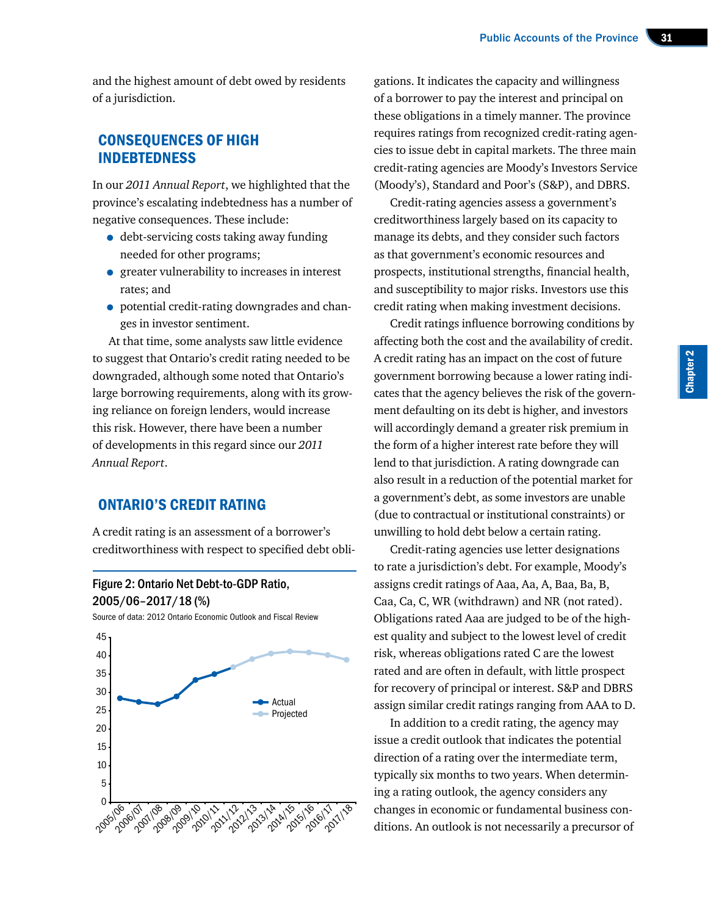and the highest amount of debt owed by residents of a jurisdiction.

## CONSEQUENCES OF HIGH INDEBTEDNESS

In our *2011 Annual Report*, we highlighted that the province's escalating indebtedness has a number of negative consequences. These include:

- debt-servicing costs taking away funding needed for other programs;
- greater vulnerability to increases in interest rates; and
- potential credit-rating downgrades and changes in investor sentiment.

At that time, some analysts saw little evidence to suggest that Ontario's credit rating needed to be downgraded, although some noted that Ontario's large borrowing requirements, along with its growing reliance on foreign lenders, would increase this risk. However, there have been a number of developments in this regard since our *2011 Annual Report*.

## ONTARIO'S CREDIT RATING

A credit rating is an assessment of a borrower's creditworthiness with respect to specified debt obligations. It indicates the capacity and willingness of a borrower to pay the interest and principal on these obligations in a timely manner. The province requires ratings from recognized credit-rating agencies to issue debt in capital markets. The three main credit-rating agencies are Moody's Investors Service (Moody's), Standard and Poor's (S&P), and DBRS.

Credit-rating agencies assess a government's creditworthiness largely based on its capacity to manage its debts, and they consider such factors as that government's economic resources and prospects, institutional strengths, financial health, and susceptibility to major risks. Investors use this credit rating when making investment decisions.

Credit ratings influence borrowing conditions by affecting both the cost and the availability of credit. A credit rating has an impact on the cost of future government borrowing because a lower rating indicates that the agency believes the risk of the government defaulting on its debt is higher, and investors will accordingly demand a greater risk premium in the form of a higher interest rate before they will lend to that jurisdiction. A rating downgrade can also result in a reduction of the potential market for a government's debt, as some investors are unable (due to contractual or institutional constraints) or unwilling to hold debt below a certain rating.

Credit-rating agencies use letter designations to rate a jurisdiction's debt. For example, Moody's assigns credit ratings of Aaa, Aa, A, Baa, Ba, B, Caa, Ca, C, WR (withdrawn) and NR (not rated). Obligations rated Aaa are judged to be of the highest quality and subject to the lowest level of credit risk, whereas obligations rated C are the lowest rated and are often in default, with little prospect for recovery of principal or interest. S&P and DBRS assign similar credit ratings ranging from AAA to D.

In addition to a credit rating, the agency may issue a credit outlook that indicates the potential direction of a rating over the intermediate term, typically six months to two years. When determining a rating outlook, the agency considers any changes in economic or fundamental business conditions. An outlook is not necessarily a precursor of

**Figure 2: Ontario Net Debt-to-GDP Ratio, 2005/06–2017/18 (%)**

Source of data: 2012 Ontario Economic Outlook and Fiscal Review

45
40
35
30
25
20
15
10
5
0

2005/06 2006/07 2007/08 2008/09 2009/10 2010/11 2011/12 2012/13 2013/14 2014/15 2015/16 2016/17 2017/18

Actual
Projected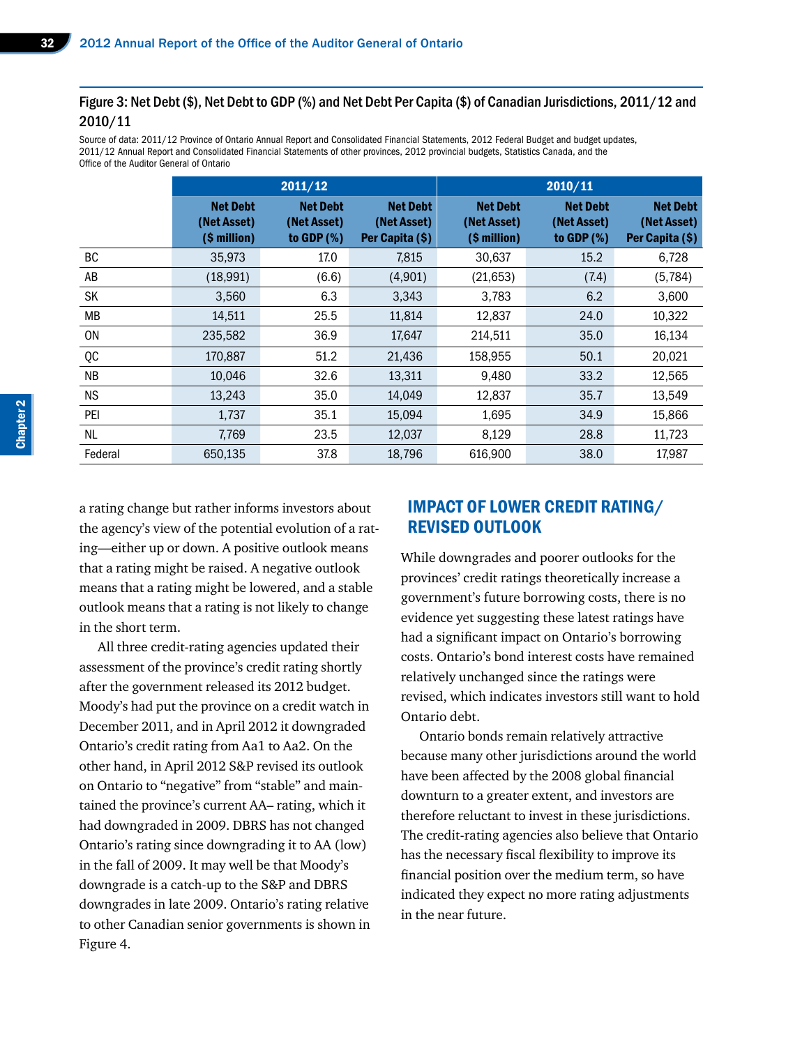### Figure 3: Net Debt ($), Net Debt to GDP (%) and Net Debt Per Capita ($) of Canadian Jurisdictions, 2011/12 and 2010/11

Source of data: 2011/12 Province of Ontario Annual Report and Consolidated Financial Statements, 2012 Federal Budget and budget updates, 2011/12 Annual Report and Consolidated Financial Statements of other provinces, 2012 provincial budgets, Statistics Canada, and the Office of the Auditor General of Ontario

| | 2011/12 | | | 2010/11 | | |
|---|---|---|---|---|---|---|
| | Net Debt (Net Asset) ($ million) | Net Debt (Net Asset) to GDP (%) | Net Debt (Net Asset) Per Capita ($) | Net Debt (Net Asset) ($ million) | Net Debt (Net Asset) to GDP (%) | Net Debt (Net Asset) Per Capita ($) |
| BC | 35,973 | 17.0 | 7,815 | 30,637 | 15.2 | 6,728 |
| AB | (18,991) | (6.6) | (4,901) | (21,653) | (7.4) | (5,784) |
| SK | 3,560 | 6.3 | 3,343 | 3,783 | 6.2 | 3,600 |
| MB | 14,511 | 25.5 | 11,814 | 12,837 | 24.0 | 10,322 |
| ON | 235,582 | 36.9 | 17,647 | 214,511 | 35.0 | 16,134 |
| QC | 170,887 | 51.2 | 21,436 | 158,955 | 50.1 | 20,021 |
| NB | 10,046 | 32.6 | 13,311 | 9,480 | 33.2 | 12,565 |
| NS | 13,243 | 35.0 | 14,049 | 12,837 | 35.7 | 13,549 |
| PEI | 1,737 | 35.1 | 15,094 | 1,695 | 34.9 | 15,866 |
| NL | 7,769 | 23.5 | 12,037 | 8,129 | 28.8 | 11,723 |
| Federal | 650,135 | 37.8 | 18,796 | 616,900 | 38.0 | 17,987 |

a rating change but rather informs investors about the agency's view of the potential evolution of a rating—either up or down. A positive outlook means that a rating might be raised. A negative outlook means that a rating might be lowered, and a stable outlook means that a rating is not likely to change in the short term.

All three credit-rating agencies updated their assessment of the province's credit rating shortly after the government released its 2012 budget. Moody's had put the province on a credit watch in December 2011, and in April 2012 it downgraded Ontario's credit rating from Aa1 to Aa2. On the other hand, in April 2012 S&P revised its outlook on Ontario to "negative" from "stable" and maintained the province's current AA– rating, which it had downgraded in 2009. DBRS has not changed Ontario's rating since downgrading it to AA (low) in the fall of 2009. It may well be that Moody's downgrade is a catch-up to the S&P and DBRS downgrades in late 2009. Ontario's rating relative to other Canadian senior governments is shown in Figure 4.

## IMPACT OF LOWER CREDIT RATING/ REVISED OUTLOOK

While downgrades and poorer outlooks for the provinces' credit ratings theoretically increase a government's future borrowing costs, there is no evidence yet suggesting these latest ratings have had a significant impact on Ontario's borrowing costs. Ontario's bond interest costs have remained relatively unchanged since the ratings were revised, which indicates investors still want to hold Ontario debt.

Ontario bonds remain relatively attractive because many other jurisdictions around the world have been affected by the 2008 global financial downturn to a greater extent, and investors are therefore reluctant to invest in these jurisdictions. The credit-rating agencies also believe that Ontario has the necessary fiscal flexibility to improve its financial position over the medium term, so have indicated they expect no more rating adjustments in the near future.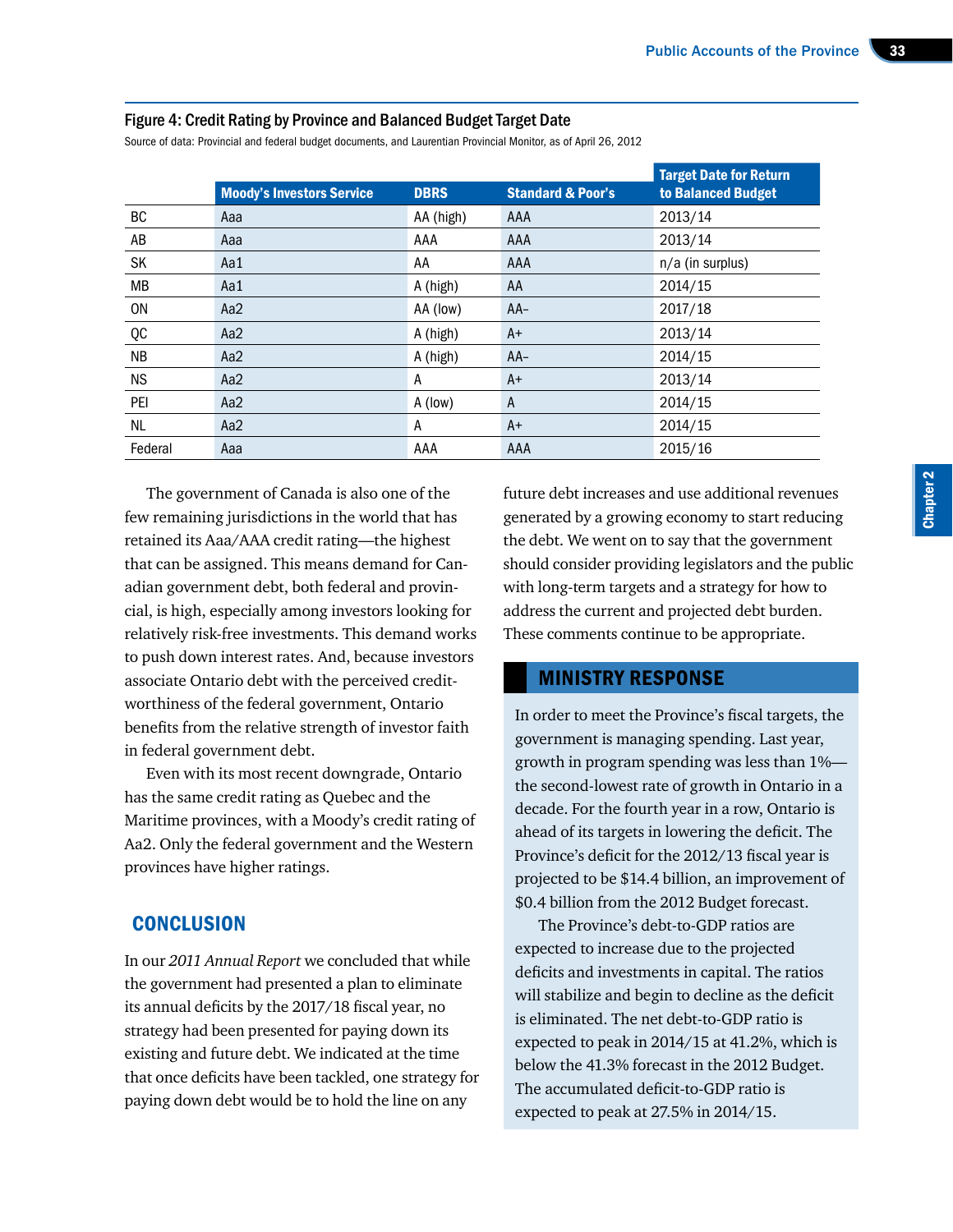#### Figure 4: Credit Rating by Province and Balanced Budget Target Date

Source of data: Provincial and federal budget documents, and Laurentian Provincial Monitor, as of April 26, 2012

| | Moody's Investors Service | DBRS | Standard & Poor's | Target Date for Return to Balanced Budget |
|---|---|---|---|---|
| BC | Aaa | AA (high) | AAA | 2013/14 |
| AB | Aaa | AAA | AAA | 2013/14 |
| SK | Aa1 | AA | AAA | n/a (in surplus) |
| MB | Aa1 | A (high) | AA | 2014/15 |
| ON | Aa2 | AA (low) | AA– | 2017/18 |
| QC | Aa2 | A (high) | A+ | 2013/14 |
| NB | Aa2 | A (high) | AA– | 2014/15 |
| NS | Aa2 | A | A+ | 2013/14 |
| PEI | Aa2 | A (low) | A | 2014/15 |
| NL | Aa2 | A | A+ | 2014/15 |
| Federal | Aaa | AAA | AAA | 2015/16 |

The government of Canada is also one of the few remaining jurisdictions in the world that has retained its Aaa/AAA credit rating—the highest that can be assigned. This means demand for Canadian government debt, both federal and provincial, is high, especially among investors looking for relatively risk-free investments. This demand works to push down interest rates. And, because investors associate Ontario debt with the perceived creditworthiness of the federal government, Ontario benefits from the relative strength of investor faith in federal government debt.

Even with its most recent downgrade, Ontario has the same credit rating as Quebec and the Maritime provinces, with a Moody's credit rating of Aa2. Only the federal government and the Western provinces have higher ratings.

## CONCLUSION

In our *2011 Annual Report* we concluded that while the government had presented a plan to eliminate its annual deficits by the 2017/18 fiscal year, no strategy had been presented for paying down its existing and future debt. We indicated at the time that once deficits have been tackled, one strategy for paying down debt would be to hold the line on any future debt increases and use additional revenues generated by a growing economy to start reducing the debt. We went on to say that the government should consider providing legislators and the public with long-term targets and a strategy for how to address the current and projected debt burden. These comments continue to be appropriate.

## MINISTRY RESPONSE

In order to meet the Province's fiscal targets, the government is managing spending. Last year, growth in program spending was less than 1%—the second-lowest rate of growth in Ontario in a decade. For the fourth year in a row, Ontario is ahead of its targets in lowering the deficit. The Province's deficit for the 2012/13 fiscal year is projected to be $14.4 billion, an improvement of $0.4 billion from the 2012 Budget forecast.

The Province's debt-to-GDP ratios are expected to increase due to the projected deficits and investments in capital. The ratios will stabilize and begin to decline as the deficit is eliminated. The net debt-to-GDP ratio is expected to peak in 2014/15 at 41.2%, which is below the 41.3% forecast in the 2012 Budget. The accumulated deficit-to-GDP ratio is expected to peak at 27.5% in 2014/15.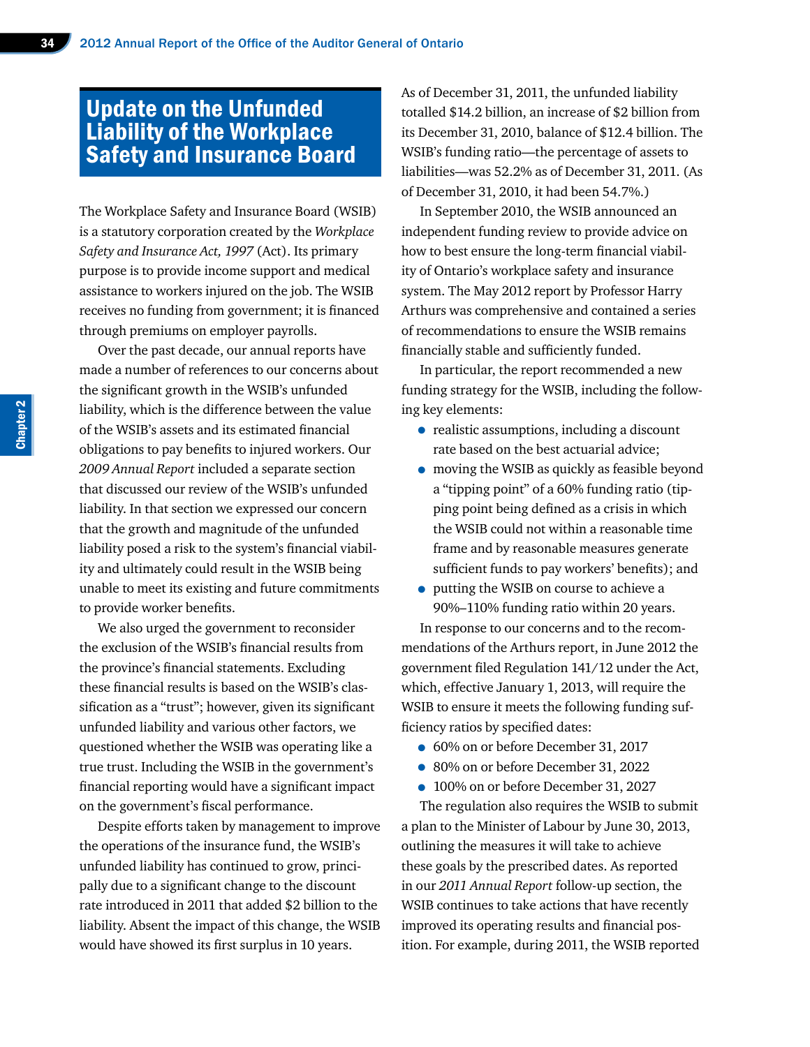# Update on the Unfunded Liability of the Workplace Safety and Insurance Board

The Workplace Safety and Insurance Board (WSIB) is a statutory corporation created by the *Workplace Safety and Insurance Act, 1997* (Act). Its primary purpose is to provide income support and medical assistance to workers injured on the job. The WSIB receives no funding from government; it is financed through premiums on employer payrolls.

Over the past decade, our annual reports have made a number of references to our concerns about the significant growth in the WSIB's unfunded liability, which is the difference between the value of the WSIB's assets and its estimated financial obligations to pay benefits to injured workers. Our *2009 Annual Report* included a separate section that discussed our review of the WSIB's unfunded liability. In that section we expressed our concern that the growth and magnitude of the unfunded liability posed a risk to the system's financial viability and ultimately could result in the WSIB being unable to meet its existing and future commitments to provide worker benefits.

We also urged the government to reconsider the exclusion of the WSIB's financial results from the province's financial statements. Excluding these financial results is based on the WSIB's classification as a "trust"; however, given its significant unfunded liability and various other factors, we questioned whether the WSIB was operating like a true trust. Including the WSIB in the government's financial reporting would have a significant impact on the government's fiscal performance.

Despite efforts taken by management to improve the operations of the insurance fund, the WSIB's unfunded liability has continued to grow, principally due to a significant change to the discount rate introduced in 2011 that added $2 billion to the liability. Absent the impact of this change, the WSIB would have showed its first surplus in 10 years.

As of December 31, 2011, the unfunded liability totalled $14.2 billion, an increase of $2 billion from its December 31, 2010, balance of $12.4 billion. The WSIB's funding ratio—the percentage of assets to liabilities—was 52.2% as of December 31, 2011. (As of December 31, 2010, it had been 54.7%.)

In September 2010, the WSIB announced an independent funding review to provide advice on how to best ensure the long-term financial viability of Ontario's workplace safety and insurance system. The May 2012 report by Professor Harry Arthurs was comprehensive and contained a series of recommendations to ensure the WSIB remains financially stable and sufficiently funded.

In particular, the report recommended a new funding strategy for the WSIB, including the following key elements:

- realistic assumptions, including a discount rate based on the best actuarial advice;
- moving the WSIB as quickly as feasible beyond a "tipping point" of a 60% funding ratio (tipping point being defined as a crisis in which the WSIB could not within a reasonable time frame and by reasonable measures generate sufficient funds to pay workers' benefits); and
- putting the WSIB on course to achieve a 90%–110% funding ratio within 20 years.

In response to our concerns and to the recommendations of the Arthurs report, in June 2012 the government filed Regulation 141/12 under the Act, which, effective January 1, 2013, will require the WSIB to ensure it meets the following funding sufficiency ratios by specified dates:

- 60% on or before December 31, 2017
- 80% on or before December 31, 2022
- 100% on or before December 31, 2027

The regulation also requires the WSIB to submit a plan to the Minister of Labour by June 30, 2013, outlining the measures it will take to achieve these goals by the prescribed dates. As reported in our *2011 Annual Report* follow-up section, the WSIB continues to take actions that have recently improved its operating results and financial position. For example, during 2011, the WSIB reported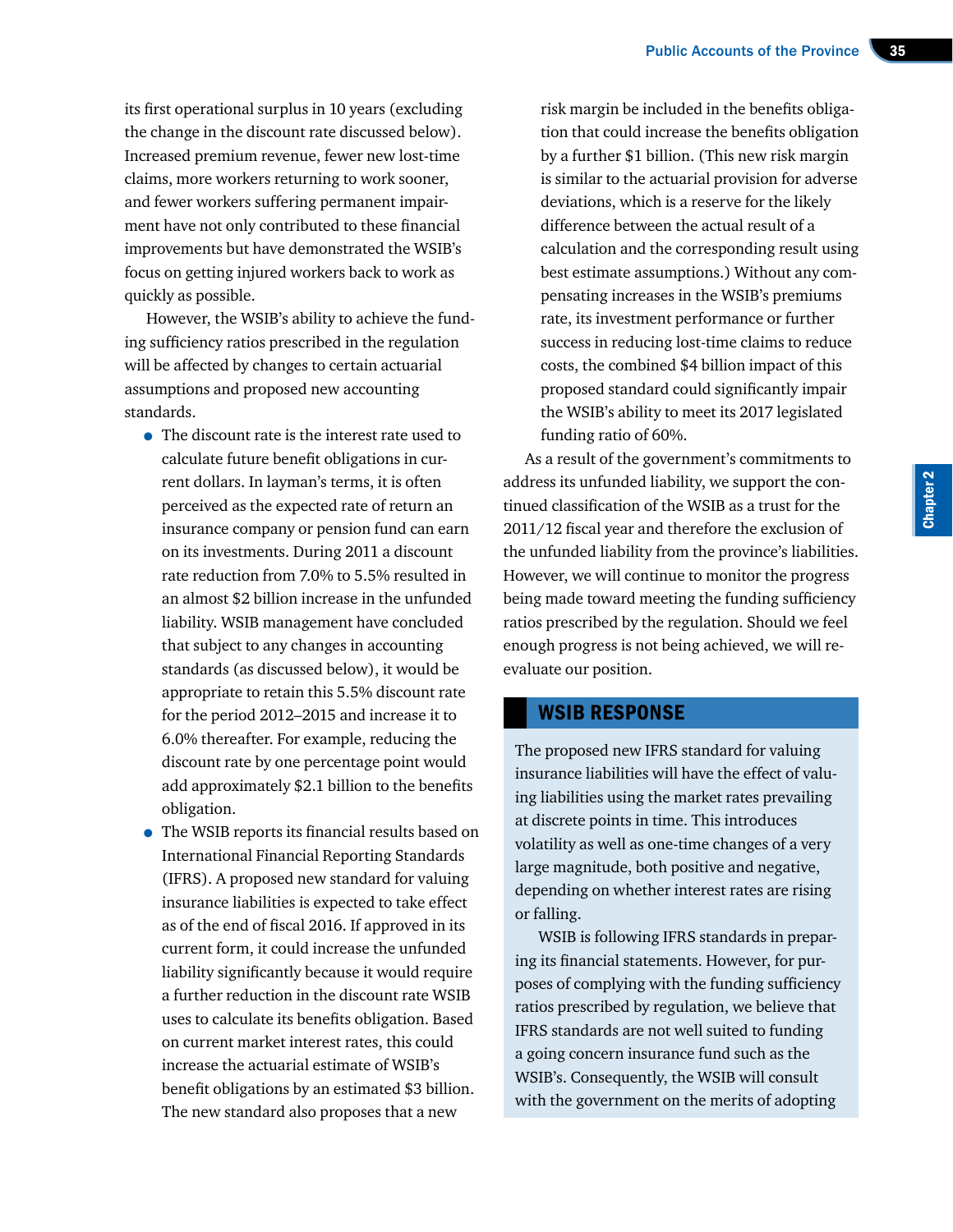its first operational surplus in 10 years (excluding the change in the discount rate discussed below). Increased premium revenue, fewer new lost-time claims, more workers returning to work sooner, and fewer workers suffering permanent impairment have not only contributed to these financial improvements but have demonstrated the WSIB's focus on getting injured workers back to work as quickly as possible.

However, the WSIB's ability to achieve the funding sufficiency ratios prescribed in the regulation will be affected by changes to certain actuarial assumptions and proposed new accounting standards.

- The discount rate is the interest rate used to calculate future benefit obligations in current dollars. In layman's terms, it is often perceived as the expected rate of return an insurance company or pension fund can earn on its investments. During 2011 a discount rate reduction from 7.0% to 5.5% resulted in an almost $2 billion increase in the unfunded liability. WSIB management have concluded that subject to any changes in accounting standards (as discussed below), it would be appropriate to retain this 5.5% discount rate for the period 2012–2015 and increase it to 6.0% thereafter. For example, reducing the discount rate by one percentage point would add approximately $2.1 billion to the benefits obligation.
- The WSIB reports its financial results based on International Financial Reporting Standards (IFRS). A proposed new standard for valuing insurance liabilities is expected to take effect as of the end of fiscal 2016. If approved in its current form, it could increase the unfunded liability significantly because it would require a further reduction in the discount rate WSIB uses to calculate its benefits obligation. Based on current market interest rates, this could increase the actuarial estimate of WSIB's benefit obligations by an estimated $3 billion. The new standard also proposes that a new risk margin be included in the benefits obligation that could increase the benefits obligation by a further $1 billion. (This new risk margin is similar to the actuarial provision for adverse deviations, which is a reserve for the likely difference between the actual result of a calculation and the corresponding result using best estimate assumptions.) Without any compensating increases in the WSIB's premiums rate, its investment performance or further success in reducing lost-time claims to reduce costs, the combined $4 billion impact of this proposed standard could significantly impair the WSIB's ability to meet its 2017 legislated funding ratio of 60%.

As a result of the government's commitments to address its unfunded liability, we support the continued classification of the WSIB as a trust for the 2011/12 fiscal year and therefore the exclusion of the unfunded liability from the province's liabilities. However, we will continue to monitor the progress being made toward meeting the funding sufficiency ratios prescribed by the regulation. Should we feel enough progress is not being achieved, we will re-evaluate our position.

## WSIB RESPONSE

The proposed new IFRS standard for valuing insurance liabilities will have the effect of valuing liabilities using the market rates prevailing at discrete points in time. This introduces volatility as well as one-time changes of a very large magnitude, both positive and negative, depending on whether interest rates are rising or falling.

WSIB is following IFRS standards in preparing its financial statements. However, for purposes of complying with the funding sufficiency ratios prescribed by regulation, we believe that IFRS standards are not well suited to funding a going concern insurance fund such as the WSIB's. Consequently, the WSIB will consult with the government on the merits of adopting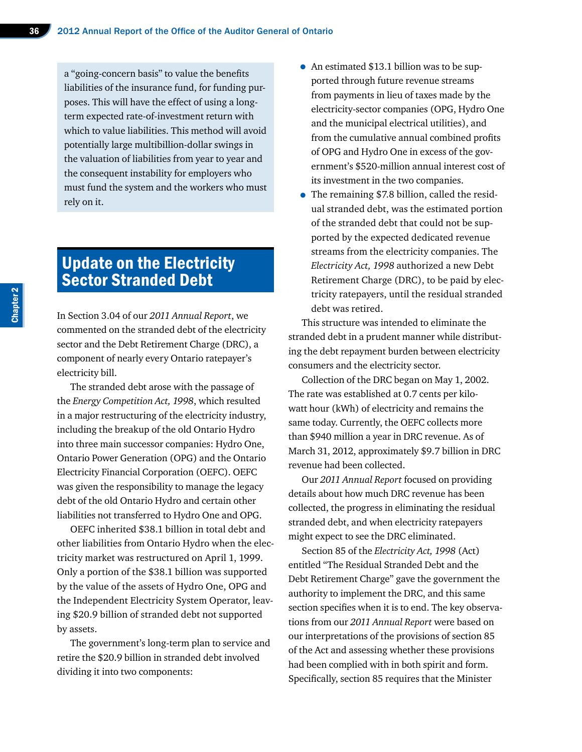a "going-concern basis" to value the benefits liabilities of the insurance fund, for funding purposes. This will have the effect of using a long-term expected rate-of-investment return with which to value liabilities. This method will avoid potentially large multibillion-dollar swings in the valuation of liabilities from year to year and the consequent instability for employers who must fund the system and the workers who must rely on it.

## Update on the Electricity Sector Stranded Debt

In Section 3.04 of our *2011 Annual Report*, we commented on the stranded debt of the electricity sector and the Debt Retirement Charge (DRC), a component of nearly every Ontario ratepayer's electricity bill.

The stranded debt arose with the passage of the *Energy Competition Act, 1998*, which resulted in a major restructuring of the electricity industry, including the breakup of the old Ontario Hydro into three main successor companies: Hydro One, Ontario Power Generation (OPG) and the Ontario Electricity Financial Corporation (OEFC). OEFC was given the responsibility to manage the legacy debt of the old Ontario Hydro and certain other liabilities not transferred to Hydro One and OPG.

OEFC inherited $38.1 billion in total debt and other liabilities from Ontario Hydro when the electricity market was restructured on April 1, 1999. Only a portion of the $38.1 billion was supported by the value of the assets of Hydro One, OPG and the Independent Electricity System Operator, leaving $20.9 billion of stranded debt not supported by assets.

The government's long-term plan to service and retire the $20.9 billion in stranded debt involved dividing it into two components:

- An estimated $13.1 billion was to be supported through future revenue streams from payments in lieu of taxes made by the electricity-sector companies (OPG, Hydro One and the municipal electrical utilities), and from the cumulative annual combined profits of OPG and Hydro One in excess of the government's $520-million annual interest cost of its investment in the two companies.
- The remaining $7.8 billion, called the residual stranded debt, was the estimated portion of the stranded debt that could not be supported by the expected dedicated revenue streams from the electricity companies. The *Electricity Act, 1998* authorized a new Debt Retirement Charge (DRC), to be paid by electricity ratepayers, until the residual stranded debt was retired.

This structure was intended to eliminate the stranded debt in a prudent manner while distributing the debt repayment burden between electricity consumers and the electricity sector.

Collection of the DRC began on May 1, 2002. The rate was established at 0.7 cents per kilowatt hour (kWh) of electricity and remains the same today. Currently, the OEFC collects more than $940 million a year in DRC revenue. As of March 31, 2012, approximately $9.7 billion in DRC revenue had been collected.

Our *2011 Annual Report* focused on providing details about how much DRC revenue has been collected, the progress in eliminating the residual stranded debt, and when electricity ratepayers might expect to see the DRC eliminated.

Section 85 of the *Electricity Act, 1998* (Act) entitled "The Residual Stranded Debt and the Debt Retirement Charge" gave the government the authority to implement the DRC, and this same section specifies when it is to end. The key observations from our *2011 Annual Report* were based on our interpretations of the provisions of section 85 of the Act and assessing whether these provisions had been complied with in both spirit and form. Specifically, section 85 requires that the Minister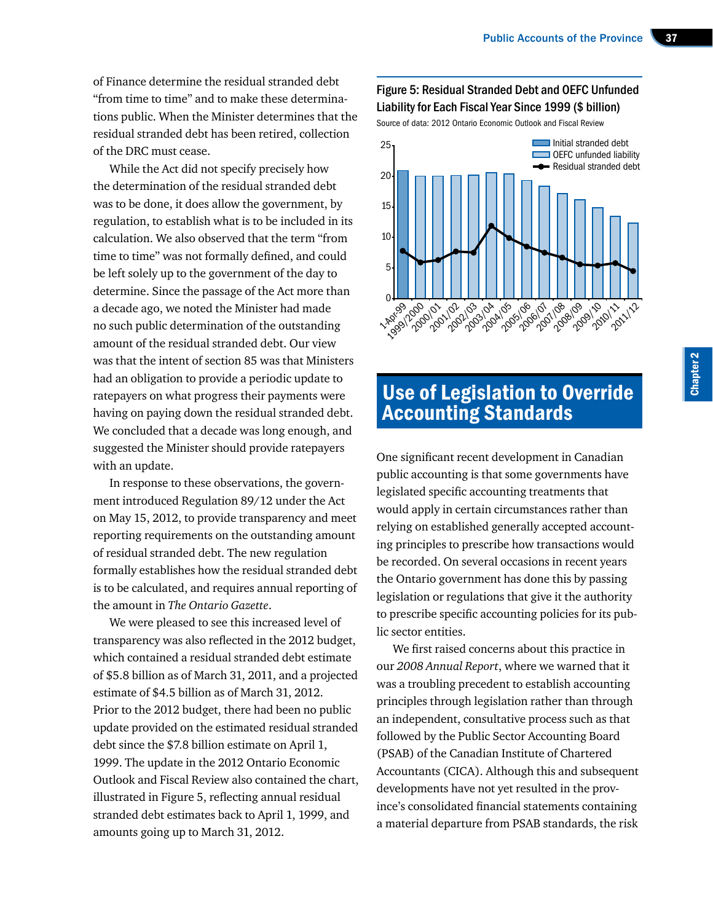of Finance determine the residual stranded debt "from time to time" and to make these determinations public. When the Minister determines that the residual stranded debt has been retired, collection of the DRC must cease.

While the Act did not specify precisely how the determination of the residual stranded debt was to be done, it does allow the government, by regulation, to establish what is to be included in its calculation. We also observed that the term "from time to time" was not formally defined, and could be left solely up to the government of the day to determine. Since the passage of the Act more than a decade ago, we noted the Minister had made no such public determination of the outstanding amount of the residual stranded debt. Our view was that the intent of section 85 was that Ministers had an obligation to provide a periodic update to ratepayers on what progress their payments were having on paying down the residual stranded debt. We concluded that a decade was long enough, and suggested the Minister should provide ratepayers with an update.

In response to these observations, the government introduced Regulation 89/12 under the Act on May 15, 2012, to provide transparency and meet reporting requirements on the outstanding amount of residual stranded debt. The new regulation formally establishes how the residual stranded debt is to be calculated, and requires annual reporting of the amount in *The Ontario Gazette*.

We were pleased to see this increased level of transparency was also reflected in the 2012 budget, which contained a residual stranded debt estimate of $5.8 billion as of March 31, 2011, and a projected estimate of $4.5 billion as of March 31, 2012. Prior to the 2012 budget, there had been no public update provided on the estimated residual stranded debt since the $7.8 billion estimate on April 1, 1999. The update in the 2012 Ontario Economic Outlook and Fiscal Review also contained the chart, illustrated in Figure 5, reflecting annual residual stranded debt estimates back to April 1, 1999, and amounts going up to March 31, 2012.

**Figure 5: Residual Stranded Debt and OEFC Unfunded Liability for Each Fiscal Year Since 1999 ($ billion)**

Source of data: 2012 Ontario Economic Outlook and Fiscal Review

Initial stranded debt
OEFC unfunded liability
Residual stranded debt

25
20
15
10
5
0

1-Apr-99
1999/2000
2000/01
2001/02
2002/03
2003/04
2004/05
2005/06
2006/07
2007/08
2008/09
2009/10
2010/11
2011/12

## Use of Legislation to Override Accounting Standards

One significant recent development in Canadian public accounting is that some governments have legislated specific accounting treatments that would apply in certain circumstances rather than relying on established generally accepted accounting principles to prescribe how transactions would be recorded. On several occasions in recent years the Ontario government has done this by passing legislation or regulations that give it the authority to prescribe specific accounting policies for its public sector entities.

We first raised concerns about this practice in our *2008 Annual Report*, where we warned that it was a troubling precedent to establish accounting principles through legislation rather than through an independent, consultative process such as that followed by the Public Sector Accounting Board (PSAB) of the Canadian Institute of Chartered Accountants (CICA). Although this and subsequent developments have not yet resulted in the province's consolidated financial statements containing a material departure from PSAB standards, the risk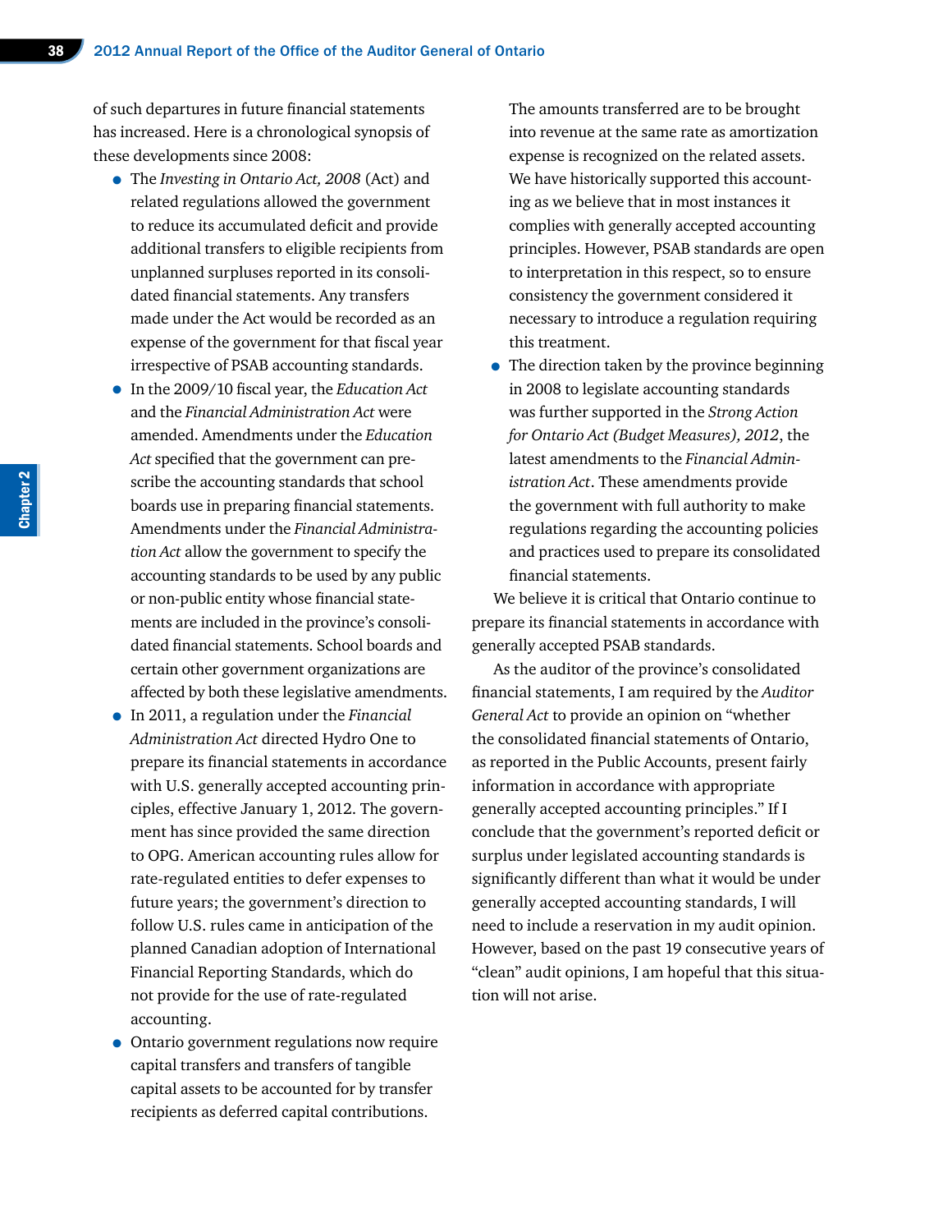of such departures in future financial statements has increased. Here is a chronological synopsis of these developments since 2008:

- The *Investing in Ontario Act, 2008* (Act) and related regulations allowed the government to reduce its accumulated deficit and provide additional transfers to eligible recipients from unplanned surpluses reported in its consolidated financial statements. Any transfers made under the Act would be recorded as an expense of the government for that fiscal year irrespective of PSAB accounting standards.
- In the 2009/10 fiscal year, the *Education Act* and the *Financial Administration Act* were amended. Amendments under the *Education Act* specified that the government can prescribe the accounting standards that school boards use in preparing financial statements. Amendments under the *Financial Administration Act* allow the government to specify the accounting standards to be used by any public or non-public entity whose financial statements are included in the province's consolidated financial statements. School boards and certain other government organizations are affected by both these legislative amendments.
- In 2011, a regulation under the *Financial Administration Act* directed Hydro One to prepare its financial statements in accordance with U.S. generally accepted accounting principles, effective January 1, 2012. The government has since provided the same direction to OPG. American accounting rules allow for rate-regulated entities to defer expenses to future years; the government's direction to follow U.S. rules came in anticipation of the planned Canadian adoption of International Financial Reporting Standards, which do not provide for the use of rate-regulated accounting.
- Ontario government regulations now require capital transfers and transfers of tangible capital assets to be accounted for by transfer recipients as deferred capital contributions. The amounts transferred are to be brought into revenue at the same rate as amortization expense is recognized on the related assets. We have historically supported this accounting as we believe that in most instances it complies with generally accepted accounting principles. However, PSAB standards are open to interpretation in this respect, so to ensure consistency the government considered it necessary to introduce a regulation requiring this treatment.
- The direction taken by the province beginning in 2008 to legislate accounting standards was further supported in the *Strong Action for Ontario Act (Budget Measures), 2012*, the latest amendments to the *Financial Administration Act*. These amendments provide the government with full authority to make regulations regarding the accounting policies and practices used to prepare its consolidated financial statements.

We believe it is critical that Ontario continue to prepare its financial statements in accordance with generally accepted PSAB standards.

As the auditor of the province's consolidated financial statements, I am required by the *Auditor General Act* to provide an opinion on "whether the consolidated financial statements of Ontario, as reported in the Public Accounts, present fairly information in accordance with appropriate generally accepted accounting principles." If I conclude that the government's reported deficit or surplus under legislated accounting standards is significantly different than what it would be under generally accepted accounting standards, I will need to include a reservation in my audit opinion. However, based on the past 19 consecutive years of "clean" audit opinions, I am hopeful that this situation will not arise.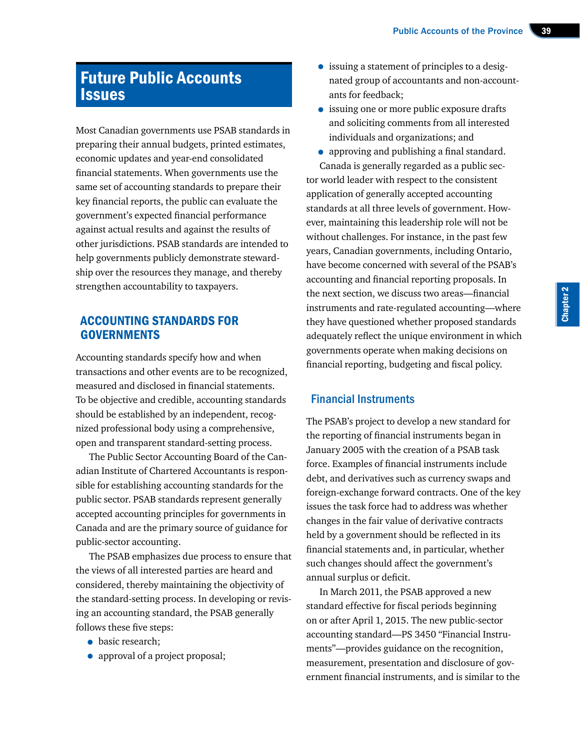# Future Public Accounts Issues

Most Canadian governments use PSAB standards in preparing their annual budgets, printed estimates, economic updates and year-end consolidated financial statements. When governments use the same set of accounting standards to prepare their key financial reports, the public can evaluate the government's expected financial performance against actual results and against the results of other jurisdictions. PSAB standards are intended to help governments publicly demonstrate stewardship over the resources they manage, and thereby strengthen accountability to taxpayers.

## ACCOUNTING STANDARDS FOR GOVERNMENTS

Accounting standards specify how and when transactions and other events are to be recognized, measured and disclosed in financial statements. To be objective and credible, accounting standards should be established by an independent, recognized professional body using a comprehensive, open and transparent standard-setting process.

The Public Sector Accounting Board of the Canadian Institute of Chartered Accountants is responsible for establishing accounting standards for the public sector. PSAB standards represent generally accepted accounting principles for governments in Canada and are the primary source of guidance for public-sector accounting.

The PSAB emphasizes due process to ensure that the views of all interested parties are heard and considered, thereby maintaining the objectivity of the standard-setting process. In developing or revising an accounting standard, the PSAB generally follows these five steps:

- basic research;
- approval of a project proposal;
- issuing a statement of principles to a designated group of accountants and non-accountants for feedback;
- issuing one or more public exposure drafts and soliciting comments from all interested individuals and organizations; and
- approving and publishing a final standard.

Canada is generally regarded as a public sector world leader with respect to the consistent application of generally accepted accounting standards at all three levels of government. However, maintaining this leadership role will not be without challenges. For instance, in the past few years, Canadian governments, including Ontario, have become concerned with several of the PSAB's accounting and financial reporting proposals. In the next section, we discuss two areas—financial instruments and rate-regulated accounting—where they have questioned whether proposed standards adequately reflect the unique environment in which governments operate when making decisions on financial reporting, budgeting and fiscal policy.

### Financial Instruments

The PSAB's project to develop a new standard for the reporting of financial instruments began in January 2005 with the creation of a PSAB task force. Examples of financial instruments include debt, and derivatives such as currency swaps and foreign-exchange forward contracts. One of the key issues the task force had to address was whether changes in the fair value of derivative contracts held by a government should be reflected in its financial statements and, in particular, whether such changes should affect the government's annual surplus or deficit.

In March 2011, the PSAB approved a new standard effective for fiscal periods beginning on or after April 1, 2015. The new public-sector accounting standard—PS 3450 "Financial Instruments"—provides guidance on the recognition, measurement, presentation and disclosure of government financial instruments, and is similar to the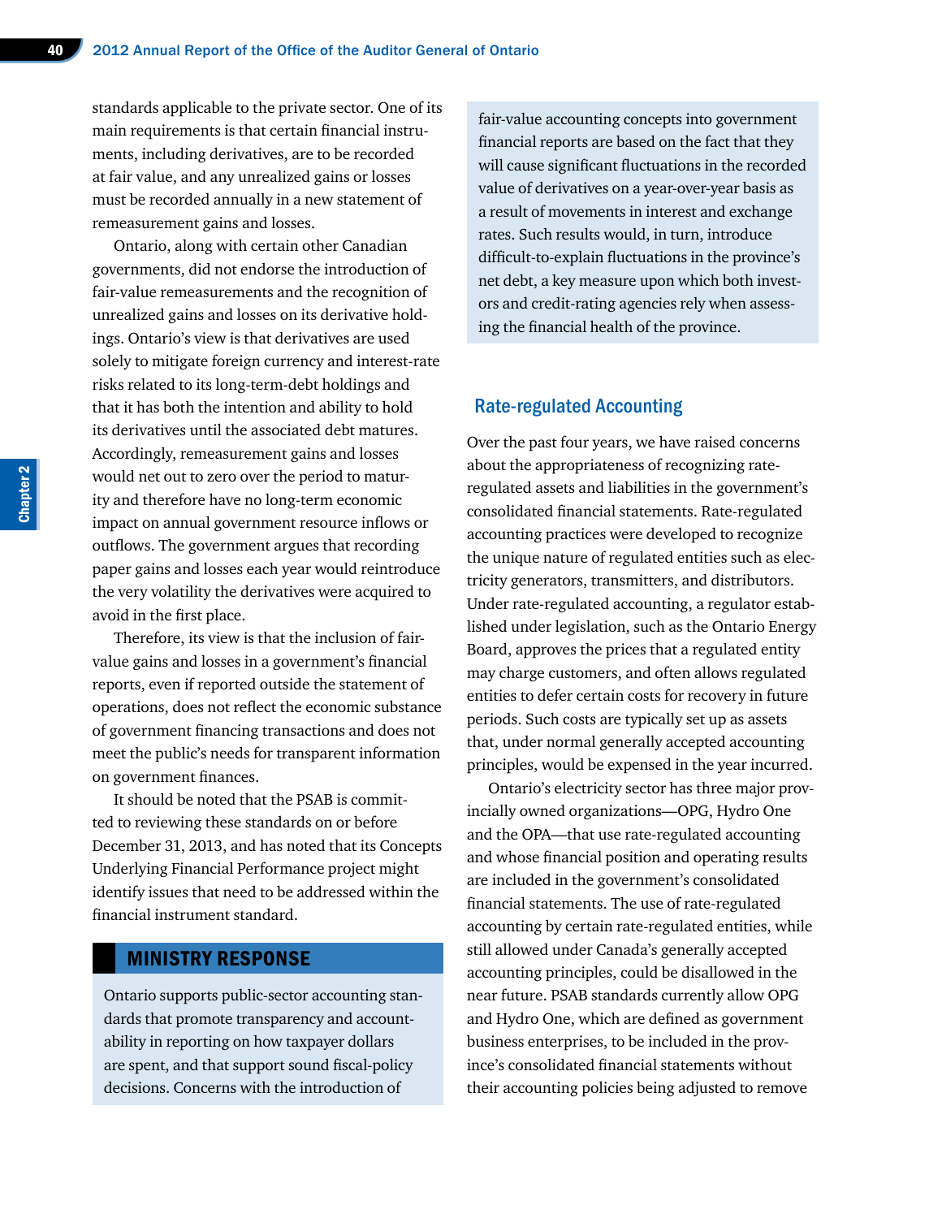standards applicable to the private sector. One of its main requirements is that certain financial instruments, including derivatives, are to be recorded at fair value, and any unrealized gains or losses must be recorded annually in a new statement of remeasurement gains and losses.

Ontario, along with certain other Canadian governments, did not endorse the introduction of fair-value remeasurements and the recognition of unrealized gains and losses on its derivative holdings. Ontario's view is that derivatives are used solely to mitigate foreign currency and interest-rate risks related to its long-term-debt holdings and that it has both the intention and ability to hold its derivatives until the associated debt matures. Accordingly, remeasurement gains and losses would net out to zero over the period to maturity and therefore have no long-term economic impact on annual government resource inflows or outflows. The government argues that recording paper gains and losses each year would reintroduce the very volatility the derivatives were acquired to avoid in the first place.

Therefore, its view is that the inclusion of fair-value gains and losses in a government's financial reports, even if reported outside the statement of operations, does not reflect the economic substance of government financing transactions and does not meet the public's needs for transparent information on government finances.

It should be noted that the PSAB is committed to reviewing these standards on or before December 31, 2013, and has noted that its Concepts Underlying Financial Performance project might identify issues that need to be addressed within the financial instrument standard.

## MINISTRY RESPONSE

Ontario supports public-sector accounting standards that promote transparency and accountability in reporting on how taxpayer dollars are spent, and that support sound fiscal-policy decisions. Concerns with the introduction of fair-value accounting concepts into government financial reports are based on the fact that they will cause significant fluctuations in the recorded value of derivatives on a year-over-year basis as a result of movements in interest and exchange rates. Such results would, in turn, introduce difficult-to-explain fluctuations in the province's net debt, a key measure upon which both investors and credit-rating agencies rely when assessing the financial health of the province.

## Rate-regulated Accounting

Over the past four years, we have raised concerns about the appropriateness of recognizing rate-regulated assets and liabilities in the government's consolidated financial statements. Rate-regulated accounting practices were developed to recognize the unique nature of regulated entities such as electricity generators, transmitters, and distributors. Under rate-regulated accounting, a regulator established under legislation, such as the Ontario Energy Board, approves the prices that a regulated entity may charge customers, and often allows regulated entities to defer certain costs for recovery in future periods. Such costs are typically set up as assets that, under normal generally accepted accounting principles, would be expensed in the year incurred.

Ontario's electricity sector has three major provincially owned organizations—OPG, Hydro One and the OPA—that use rate-regulated accounting and whose financial position and operating results are included in the government's consolidated financial statements. The use of rate-regulated accounting by certain rate-regulated entities, while still allowed under Canada's generally accepted accounting principles, could be disallowed in the near future. PSAB standards currently allow OPG and Hydro One, which are defined as government business enterprises, to be included in the province's consolidated financial statements without their accounting policies being adjusted to remove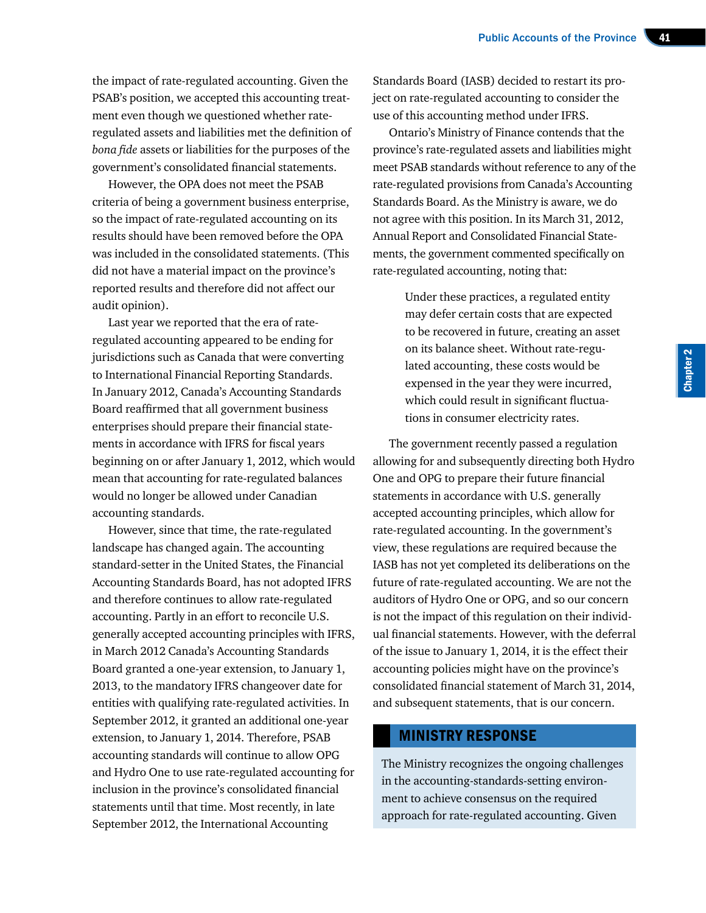the impact of rate-regulated accounting. Given the PSAB's position, we accepted this accounting treatment even though we questioned whether rate-regulated assets and liabilities met the definition of *bona fide* assets or liabilities for the purposes of the government's consolidated financial statements.

However, the OPA does not meet the PSAB criteria of being a government business enterprise, so the impact of rate-regulated accounting on its results should have been removed before the OPA was included in the consolidated statements. (This did not have a material impact on the province's reported results and therefore did not affect our audit opinion).

Last year we reported that the era of rate-regulated accounting appeared to be ending for jurisdictions such as Canada that were converting to International Financial Reporting Standards. In January 2012, Canada's Accounting Standards Board reaffirmed that all government business enterprises should prepare their financial statements in accordance with IFRS for fiscal years beginning on or after January 1, 2012, which would mean that accounting for rate-regulated balances would no longer be allowed under Canadian accounting standards.

However, since that time, the rate-regulated landscape has changed again. The accounting standard-setter in the United States, the Financial Accounting Standards Board, has not adopted IFRS and therefore continues to allow rate-regulated accounting. Partly in an effort to reconcile U.S. generally accepted accounting principles with IFRS, in March 2012 Canada's Accounting Standards Board granted a one-year extension, to January 1, 2013, to the mandatory IFRS changeover date for entities with qualifying rate-regulated activities. In September 2012, it granted an additional one-year extension, to January 1, 2014. Therefore, PSAB accounting standards will continue to allow OPG and Hydro One to use rate-regulated accounting for inclusion in the province's consolidated financial statements until that time. Most recently, in late September 2012, the International Accounting Standards Board (IASB) decided to restart its project on rate-regulated accounting to consider the use of this accounting method under IFRS.

Ontario's Ministry of Finance contends that the province's rate-regulated assets and liabilities might meet PSAB standards without reference to any of the rate-regulated provisions from Canada's Accounting Standards Board. As the Ministry is aware, we do not agree with this position. In its March 31, 2012, Annual Report and Consolidated Financial Statements, the government commented specifically on rate-regulated accounting, noting that:

> Under these practices, a regulated entity may defer certain costs that are expected to be recovered in future, creating an asset on its balance sheet. Without rate-regulated accounting, these costs would be expensed in the year they were incurred, which could result in significant fluctuations in consumer electricity rates.

The government recently passed a regulation allowing for and subsequently directing both Hydro One and OPG to prepare their future financial statements in accordance with U.S. generally accepted accounting principles, which allow for rate-regulated accounting. In the government's view, these regulations are required because the IASB has not yet completed its deliberations on the future of rate-regulated accounting. We are not the auditors of Hydro One or OPG, and so our concern is not the impact of this regulation on their individual financial statements. However, with the deferral of the issue to January 1, 2014, it is the effect their accounting policies might have on the province's consolidated financial statement of March 31, 2014, and subsequent statements, that is our concern.

## MINISTRY RESPONSE

The Ministry recognizes the ongoing challenges in the accounting-standards-setting environment to achieve consensus on the required approach for rate-regulated accounting. Given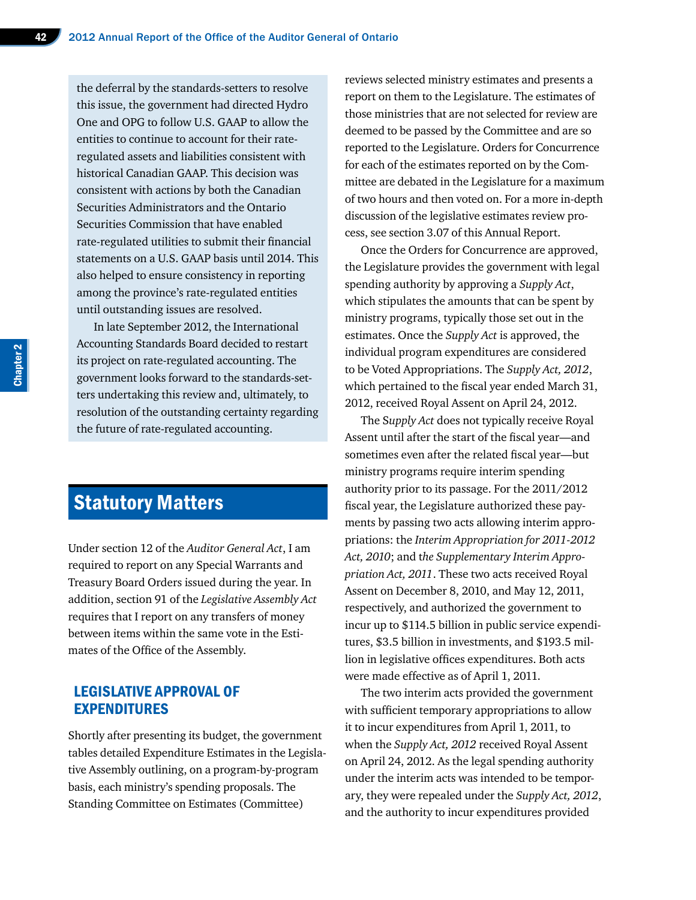the deferral by the standards-setters to resolve this issue, the government had directed Hydro One and OPG to follow U.S. GAAP to allow the entities to continue to account for their rate-regulated assets and liabilities consistent with historical Canadian GAAP. This decision was consistent with actions by both the Canadian Securities Administrators and the Ontario Securities Commission that have enabled rate-regulated utilities to submit their financial statements on a U.S. GAAP basis until 2014. This also helped to ensure consistency in reporting among the province's rate-regulated entities until outstanding issues are resolved.

In late September 2012, the International Accounting Standards Board decided to restart its project on rate-regulated accounting. The government looks forward to the standards-setters undertaking this review and, ultimately, to resolution of the outstanding certainty regarding the future of rate-regulated accounting.

# Statutory Matters

Under section 12 of the *Auditor General Act*, I am required to report on any Special Warrants and Treasury Board Orders issued during the year. In addition, section 91 of the *Legislative Assembly Act* requires that I report on any transfers of money between items within the same vote in the Estimates of the Office of the Assembly.

## LEGISLATIVE APPROVAL OF EXPENDITURES

Shortly after presenting its budget, the government tables detailed Expenditure Estimates in the Legislative Assembly outlining, on a program-by-program basis, each ministry's spending proposals. The Standing Committee on Estimates (Committee) reviews selected ministry estimates and presents a report on them to the Legislature. The estimates of those ministries that are not selected for review are deemed to be passed by the Committee and are so reported to the Legislature. Orders for Concurrence for each of the estimates reported on by the Committee are debated in the Legislature for a maximum of two hours and then voted on. For a more in-depth discussion of the legislative estimates review process, see section 3.07 of this Annual Report.

Once the Orders for Concurrence are approved, the Legislature provides the government with legal spending authority by approving a *Supply Act*, which stipulates the amounts that can be spent by ministry programs, typically those set out in the estimates. Once the *Supply Act* is approved, the individual program expenditures are considered to be Voted Appropriations. The *Supply Act, 2012*, which pertained to the fiscal year ended March 31, 2012, received Royal Assent on April 24, 2012.

The *Supply Act* does not typically receive Royal Assent until after the start of the fiscal year—and sometimes even after the related fiscal year—but ministry programs require interim spending authority prior to its passage. For the 2011/2012 fiscal year, the Legislature authorized these payments by passing two acts allowing interim appropriations: the *Interim Appropriation for 2011-2012 Act, 2010*; and the *Supplementary Interim Appropriation Act, 2011*. These two acts received Royal Assent on December 8, 2010, and May 12, 2011, respectively, and authorized the government to incur up to $114.5 billion in public service expenditures, $3.5 billion in investments, and $193.5 million in legislative offices expenditures. Both acts were made effective as of April 1, 2011.

The two interim acts provided the government with sufficient temporary appropriations to allow it to incur expenditures from April 1, 2011, to when the *Supply Act, 2012* received Royal Assent on April 24, 2012. As the legal spending authority under the interim acts was intended to be temporary, they were repealed under the *Supply Act, 2012*, and the authority to incur expenditures provided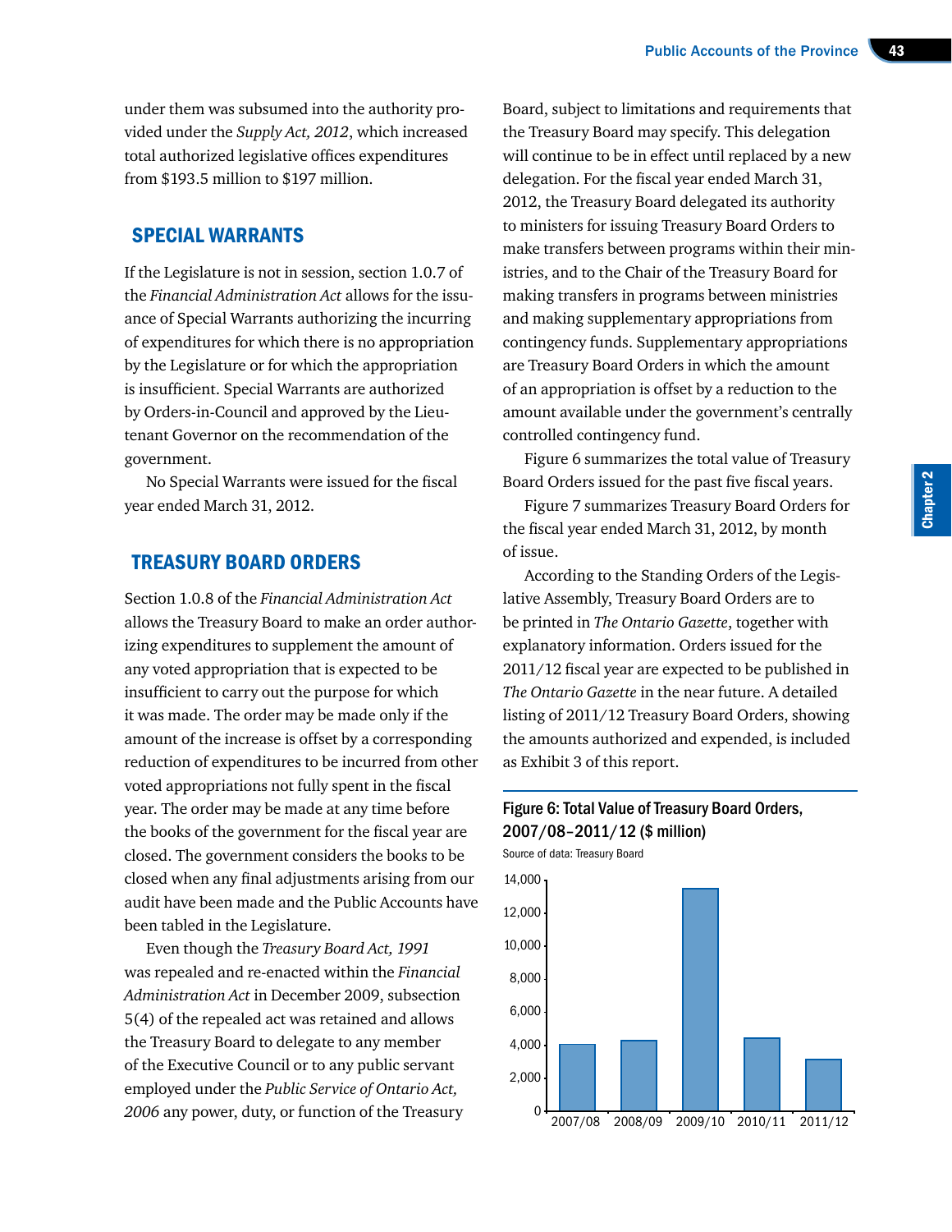under them was subsumed into the authority provided under the *Supply Act, 2012*, which increased total authorized legislative offices expenditures from $193.5 million to $197 million.

## SPECIAL WARRANTS

If the Legislature is not in session, section 1.0.7 of the *Financial Administration Act* allows for the issuance of Special Warrants authorizing the incurring of expenditures for which there is no appropriation by the Legislature or for which the appropriation is insufficient. Special Warrants are authorized by Orders-in-Council and approved by the Lieutenant Governor on the recommendation of the government.

No Special Warrants were issued for the fiscal year ended March 31, 2012.

## TREASURY BOARD ORDERS

Section 1.0.8 of the *Financial Administration Act* allows the Treasury Board to make an order authorizing expenditures to supplement the amount of any voted appropriation that is expected to be insufficient to carry out the purpose for which it was made. The order may be made only if the amount of the increase is offset by a corresponding reduction of expenditures to be incurred from other voted appropriations not fully spent in the fiscal year. The order may be made at any time before the books of the government for the fiscal year are closed. The government considers the books to be closed when any final adjustments arising from our audit have been made and the Public Accounts have been tabled in the Legislature.

Even though the *Treasury Board Act, 1991* was repealed and re-enacted within the *Financial Administration Act* in December 2009, subsection 5(4) of the repealed act was retained and allows the Treasury Board to delegate to any member of the Executive Council or to any public servant employed under the *Public Service of Ontario Act, 2006* any power, duty, or function of the Treasury Board, subject to limitations and requirements that the Treasury Board may specify. This delegation will continue to be in effect until replaced by a new delegation. For the fiscal year ended March 31, 2012, the Treasury Board delegated its authority to ministers for issuing Treasury Board Orders to make transfers between programs within their ministries, and to the Chair of the Treasury Board for making transfers in programs between ministries and making supplementary appropriations from contingency funds. Supplementary appropriations are Treasury Board Orders in which the amount of an appropriation is offset by a reduction to the amount available under the government's centrally controlled contingency fund.

Figure 6 summarizes the total value of Treasury Board Orders issued for the past five fiscal years.

Figure 7 summarizes Treasury Board Orders for the fiscal year ended March 31, 2012, by month of issue.

According to the Standing Orders of the Legislative Assembly, Treasury Board Orders are to be printed in *The Ontario Gazette*, together with explanatory information. Orders issued for the 2011/12 fiscal year are expected to be published in *The Ontario Gazette* in the near future. A detailed listing of 2011/12 Treasury Board Orders, showing the amounts authorized and expended, is included as Exhibit 3 of this report.

**Figure 6: Total Value of Treasury Board Orders, 2007/08–2011/12 ($ million)**

Source of data: Treasury Board

14,000
12,000
10,000
8,000
6,000
4,000
2,000
0

2007/08 2008/09 2009/10 2010/11 2011/12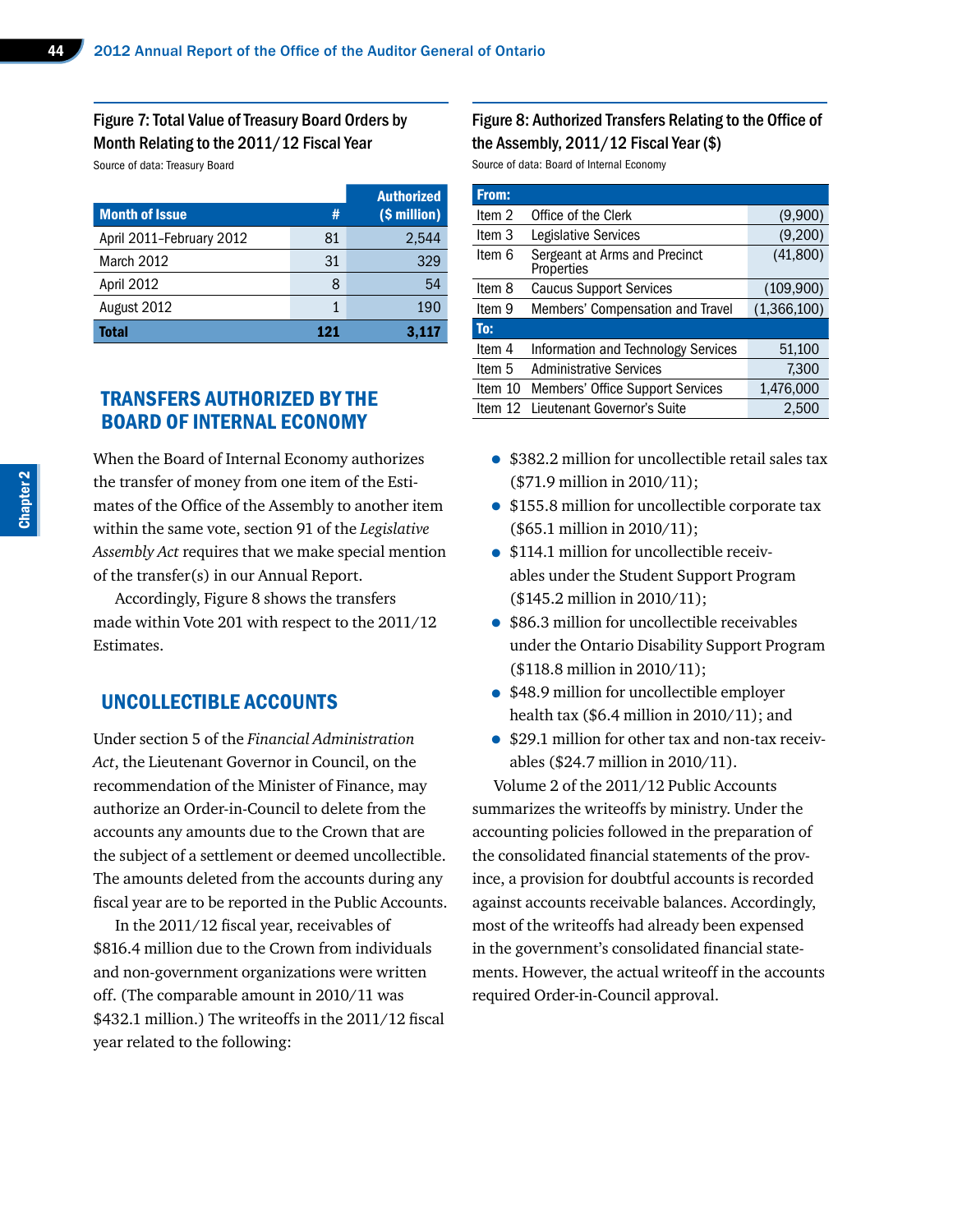#### Figure 7: Total Value of Treasury Board Orders by Month Relating to the 2011/12 Fiscal Year

Source of data: Treasury Board

| Month of Issue | # | Authorized ($ million) |
|---|---|---|
| April 2011–February 2012 | 81 | 2,544 |
| March 2012 | 31 | 329 |
| April 2012 | 8 | 54 |
| August 2012 | 1 | 190 |
| **Total** | **121** | **3,117** |

## TRANSFERS AUTHORIZED BY THE BOARD OF INTERNAL ECONOMY

When the Board of Internal Economy authorizes the transfer of money from one item of the Estimates of the Office of the Assembly to another item within the same vote, section 91 of the *Legislative Assembly Act* requires that we make special mention of the transfer(s) in our Annual Report.

Accordingly, Figure 8 shows the transfers made within Vote 201 with respect to the 2011/12 Estimates.

#### Figure 8: Authorized Transfers Relating to the Office of the Assembly, 2011/12 Fiscal Year ($)

Source of data: Board of Internal Economy

| | | |
|---|---|---|
| **From:** | | |
| Item 2 | Office of the Clerk | (9,900) |
| Item 3 | Legislative Services | (9,200) |
| Item 6 | Sergeant at Arms and Precinct Properties | (41,800) |
| Item 8 | Caucus Support Services | (109,900) |
| Item 9 | Members' Compensation and Travel | (1,366,100) |
| **To:** | | |
| Item 4 | Information and Technology Services | 51,100 |
| Item 5 | Administrative Services | 7,300 |
| Item 10 | Members' Office Support Services | 1,476,000 |
| Item 12 | Lieutenant Governor's Suite | 2,500 |

## UNCOLLECTIBLE ACCOUNTS

Under section 5 of the *Financial Administration Act*, the Lieutenant Governor in Council, on the recommendation of the Minister of Finance, may authorize an Order-in-Council to delete from the accounts any amounts due to the Crown that are the subject of a settlement or deemed uncollectible. The amounts deleted from the accounts during any fiscal year are to be reported in the Public Accounts.

In the 2011/12 fiscal year, receivables of $816.4 million due to the Crown from individuals and non-government organizations were written off. (The comparable amount in 2010/11 was $432.1 million.) The writeoffs in the 2011/12 fiscal year related to the following:

- $382.2 million for uncollectible retail sales tax ($71.9 million in 2010/11);
- $155.8 million for uncollectible corporate tax ($65.1 million in 2010/11);
- $114.1 million for uncollectible receivables under the Student Support Program ($145.2 million in 2010/11);
- $86.3 million for uncollectible receivables under the Ontario Disability Support Program ($118.8 million in 2010/11);
- $48.9 million for uncollectible employer health tax ($6.4 million in 2010/11); and
- $29.1 million for other tax and non-tax receivables ($24.7 million in 2010/11).

Volume 2 of the 2011/12 Public Accounts summarizes the writeoffs by ministry. Under the accounting policies followed in the preparation of the consolidated financial statements of the province, a provision for doubtful accounts is recorded against accounts receivable balances. Accordingly, most of the writeoffs had already been expensed in the government's consolidated financial statements. However, the actual writeoff in the accounts required Order-in-Council approval.